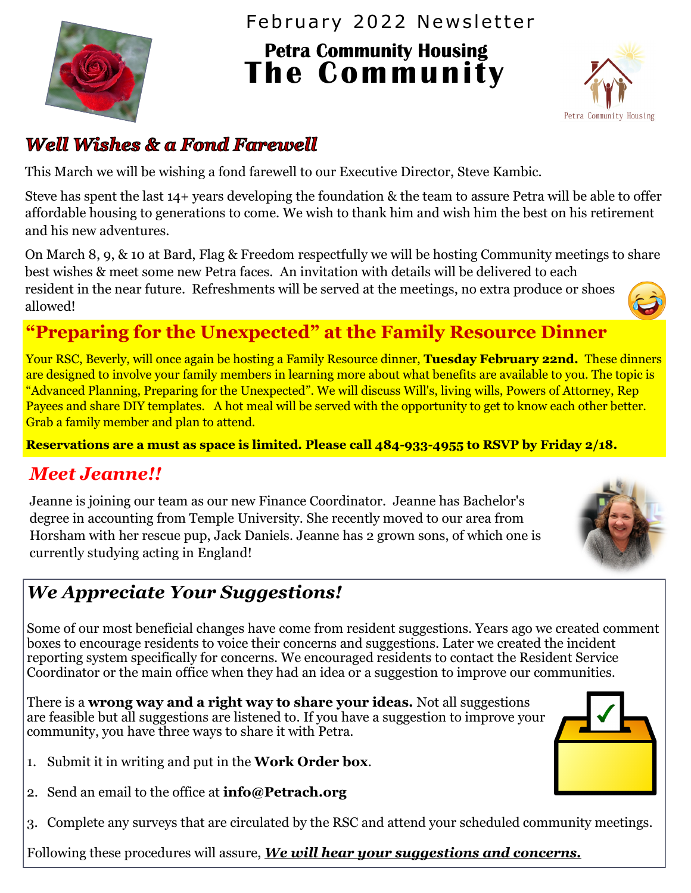February 2022 Newsletter

# Petra Community Housing
# The Community

Petra Community Housing

## Well Wishes & a Fond Farewell

This March we will be wishing a fond farewell to our Executive Director, Steve Kambic.

Steve has spent the last 14+ years developing the foundation & the team to assure Petra will be able to offer affordable housing to generations to come. We wish to thank him and wish him the best on his retirement and his new adventures.

On March 8, 9, & 10 at Bard, Flag & Freedom respectfully we will be hosting Community meetings to share best wishes & meet some new Petra faces. An invitation with details will be delivered to each resident in the near future. Refreshments will be served at the meetings, no extra produce or shoes allowed!

## "Preparing for the Unexpected" at the Family Resource Dinner

Your RSC, Beverly, will once again be hosting a Family Resource dinner, **Tuesday February 22nd.** These dinners are designed to involve your family members in learning more about what benefits are available to you. The topic is "Advanced Planning, Preparing for the Unexpected". We will discuss Will's, living wills, Powers of Attorney, Rep Payees and share DIY templates. A hot meal will be served with the opportunity to get to know each other better. Grab a family member and plan to attend.

**Reservations are a must as space is limited. Please call 484-933-4955 to RSVP by Friday 2/18.**

## Meet Jeanne!!

Jeanne is joining our team as our new Finance Coordinator. Jeanne has Bachelor's degree in accounting from Temple University. She recently moved to our area from Horsham with her rescue pup, Jack Daniels. Jeanne has 2 grown sons, of which one is currently studying acting in England!

## We Appreciate Your Suggestions!

Some of our most beneficial changes have come from resident suggestions. Years ago we created comment boxes to encourage residents to voice their concerns and suggestions. Later we created the incident reporting system specifically for concerns. We encouraged residents to contact the Resident Service Coordinator or the main office when they had an idea or a suggestion to improve our communities.

There is a **wrong way and a right way to share your ideas.** Not all suggestions are feasible but all suggestions are listened to. If you have a suggestion to improve your community, you have three ways to share it with Petra.

1. Submit it in writing and put in the **Work Order box**.
2. Send an email to the office at **info@Petrach.org**
3. Complete any surveys that are circulated by the RSC and attend your scheduled community meetings.

Following these procedures will assure, ***We will hear your suggestions and concerns.***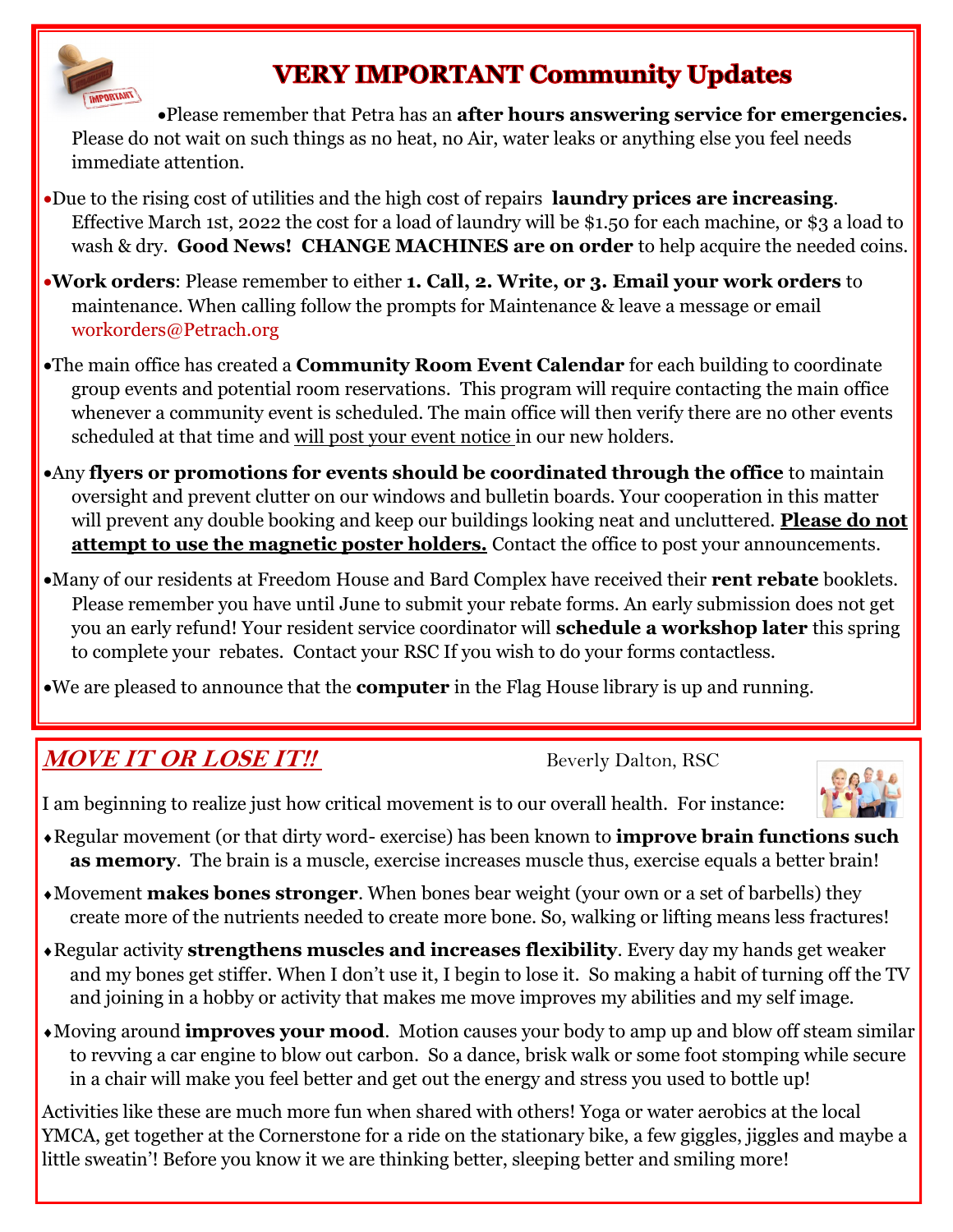## VERY IMPORTANT Community Updates

- Please remember that Petra has an **after hours answering service for emergencies.** Please do not wait on such things as no heat, no Air, water leaks or anything else you feel needs immediate attention.
- Due to the rising cost of utilities and the high cost of repairs **laundry prices are increasing**. Effective March 1st, 2022 the cost for a load of laundry will be $1.50 for each machine, or $3 a load to wash & dry. **Good News! CHANGE MACHINES are on order** to help acquire the needed coins.
- **Work orders**: Please remember to either **1. Call, 2. Write, or 3. Email your work orders** to maintenance. When calling follow the prompts for Maintenance & leave a message or email workorders@Petrach.org
- The main office has created a **Community Room Event Calendar** for each building to coordinate group events and potential room reservations. This program will require contacting the main office whenever a community event is scheduled. The main office will then verify there are no other events scheduled at that time and will post your event notice in our new holders.
- Any **flyers or promotions for events should be coordinated through the office** to maintain oversight and prevent clutter on our windows and bulletin boards. Your cooperation in this matter will prevent any double booking and keep our buildings looking neat and uncluttered. **Please do not attempt to use the magnetic poster holders.** Contact the office to post your announcements.
- Many of our residents at Freedom House and Bard Complex have received their **rent rebate** booklets. Please remember you have until June to submit your rebate forms. An early submission does not get you an early refund! Your resident service coordinator will **schedule a workshop later** this spring to complete your rebates. Contact your RSC If you wish to do your forms contactless.
- We are pleased to announce that the **computer** in the Flag House library is up and running.

## *MOVE IT OR LOSE IT!!*

Beverly Dalton, RSC

I am beginning to realize just how critical movement is to our overall health. For instance:

- Regular movement (or that dirty word- exercise) has been known to **improve brain functions such as memory**. The brain is a muscle, exercise increases muscle thus, exercise equals a better brain!
- Movement **makes bones stronger**. When bones bear weight (your own or a set of barbells) they create more of the nutrients needed to create more bone. So, walking or lifting means less fractures!
- Regular activity **strengthens muscles and increases flexibility**. Every day my hands get weaker and my bones get stiffer. When I don't use it, I begin to lose it. So making a habit of turning off the TV and joining in a hobby or activity that makes me move improves my abilities and my self image.
- Moving around **improves your mood**. Motion causes your body to amp up and blow off steam similar to revving a car engine to blow out carbon. So a dance, brisk walk or some foot stomping while secure in a chair will make you feel better and get out the energy and stress you used to bottle up!

Activities like these are much more fun when shared with others! Yoga or water aerobics at the local YMCA, get together at the Cornerstone for a ride on the stationary bike, a few giggles, jiggles and maybe a little sweatin'! Before you know it we are thinking better, sleeping better and smiling more!